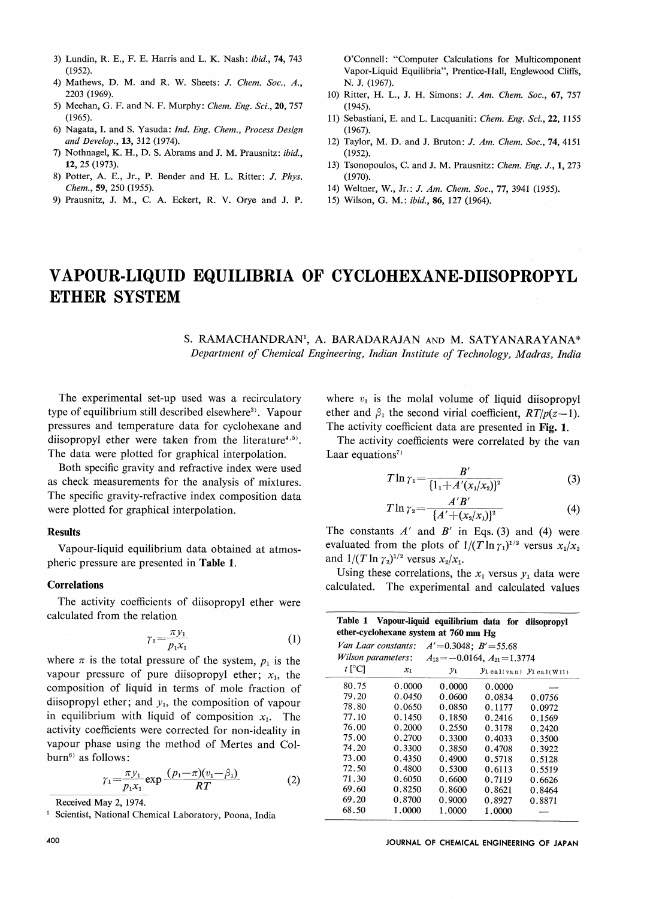3) Lundin, R. E., F. E. Harris and L. K. Nash: *ibid.*, **74**, 743 (1952).
4) Mathews, D. M. and R. W. Sheets: *J. Chem. Soc., A.*, 2203 (1969).
5) Meehan, G. F. and N. F. Murphy: *Chem. Eng. Sci.*, **20**, 757 (1965).
6) Nagata, I. and S. Yasuda: *Ind. Eng. Chem., Process Design and Develop.*, **13**, 312 (1974).
7) Nothnagel, K. H., D. S. Abrams and J. M. Prausnitz: *ibid.*, **12**, 25 (1973).
8) Potter, A. E., Jr., P. Bender and H. L. Ritter: *J. Phys. Chem.*, **59**, 250 (1955).
9) Prausnitz, J. M., C. A. Eckert, R. V. Orye and J. P. O'Connell: "Computer Calculations for Multicomponent Vapor-Liquid Equilibria", Prentice-Hall, Englewood Cliffs, N. J. (1967).
10) Ritter, H. L., J. H. Simons: *J. Am. Chem. Soc.*, **67**, 757 (1945).
11) Sebastiani, E. and L. Lacquaniti: *Chem. Eng. Sci.*, **22**, 1155 (1967).
12) Taylor, M. D. and J. Bruton: *J. Am. Chem. Soc.*, **74**, 4151 (1952).
13) Tsonopoulos, C. and J. M. Prausnitz: *Chem. Eng. J.*, **1**, 273 (1970).
14) Weltner, W., Jr.: *J. Am. Chem. Soc.*, **77**, 3941 (1955).
15) Wilson, G. M.: *ibid.*, **86**, 127 (1964).

# VAPOUR-LIQUID EQUILIBRIA OF CYCLOHEXANE-DIISOPROPYL ETHER SYSTEM

S. RAMACHANDRAN[1], A. BARADARAJAN AND M. SATYANARAYANA*

*Department of Chemical Engineering, Indian Institute of Technology, Madras, India*

The experimental set-up used was a recirculatory type of equilibrium still described elsewhere[3]. Vapour pressures and temperature data for cyclohexane and diisopropyl ether were taken from the literature[4,5]. The data were plotted for graphical interpolation.

Both specific gravity and refractive index were used as check measurements for the analysis of mixtures. The specific gravity-refractive index composition data were plotted for graphical interpolation.

## Results

Vapour-liquid equilibrium data obtained at atmospheric pressure are presented in **Table 1**.

## Correlations

The activity coefficients of diisopropyl ether were calculated from the relation

$$\gamma_1 = \frac{\pi y_1}{p_1 x_1} \tag{1}$$

where $\pi$ is the total pressure of the system, $p_1$ is the vapour pressure of pure diisopropyl ether; $x_1$, the composition of liquid in terms of mole fraction of diisopropyl ether; and $y_1$, the composition of vapour in equilibrium with liquid of composition $x_1$. The activity coefficients were corrected for non-ideality in vapour phase using the method of Mertes and Colburn[6] as follows:

$$\gamma_1 = \frac{\pi y_1}{p_1 x_1} \exp \frac{(p_1 - \pi)(v_1 - \beta_1)}{RT} \tag{2}$$

where $v_1$ is the molal volume of liquid diisopropyl ether and $\beta_1$ the second virial coefficient, $RT/p(z-1)$. The activity coefficient data are presented in **Fig. 1**.

The activity coefficients were correlated by the van Laar equations[7]

$$T \ln \gamma_1 = \frac{B'}{\{1_1 + A'(x_1/x_2)\}^2} \tag{3}$$

$$T \ln \gamma_2 = \frac{A'B'}{\{A' + (x_2/x_1)\}^2} \tag{4}$$

The constants $A'$ and $B'$ in Eqs. (3) and (4) were evaluated from the plots of $1/(T \ln \gamma_1)^{1/2}$ versus $x_1/x_2$ and $1/(T \ln \gamma_2)^{1/2}$ versus $x_2/x_1$.

Using these correlations, the $x_1$ versus $y_1$ data were calculated. The experimental and calculated values

**Table 1** Vapour-liquid equilibrium data for diisopropyl ether-cyclohexane system at 760 mm Hg

*Van Laar constants*: $A' = 0.3048$; $B' = 55.68$

*Wilson parameters*: $A_{12} = -0.0164$, $A_{21} = 1.3774$

| $t$ [°C] | $x_1$ | $y_1$ | $y_{1\,cal(van)}$ | $y_{1\,cal(Wil)}$ |
|---|---|---|---|---|
| 80.75 | 0.0000 | 0.0000 | 0.0000 | — |
| 79.20 | 0.0450 | 0.0600 | 0.0834 | 0.0756 |
| 78.80 | 0.0650 | 0.0850 | 0.1177 | 0.0972 |
| 77.10 | 0.1450 | 0.1850 | 0.2416 | 0.1569 |
| 76.00 | 0.2000 | 0.2550 | 0.3178 | 0.2420 |
| 75.00 | 0.2700 | 0.3300 | 0.4033 | 0.3500 |
| 74.20 | 0.3300 | 0.3850 | 0.4708 | 0.3922 |
| 73.00 | 0.4350 | 0.4900 | 0.5718 | 0.5128 |
| 72.50 | 0.4800 | 0.5300 | 0.6113 | 0.5519 |
| 71.30 | 0.6050 | 0.6600 | 0.7119 | 0.6626 |
| 69.60 | 0.8250 | 0.8600 | 0.8621 | 0.8464 |
| 69.20 | 0.8700 | 0.9000 | 0.8927 | 0.8871 |
| 68.50 | 1.0000 | 1.0000 | 1.0000 | — |

Received May 2, 1974.

[1] Scientist, National Chemical Laboratory, Poona, India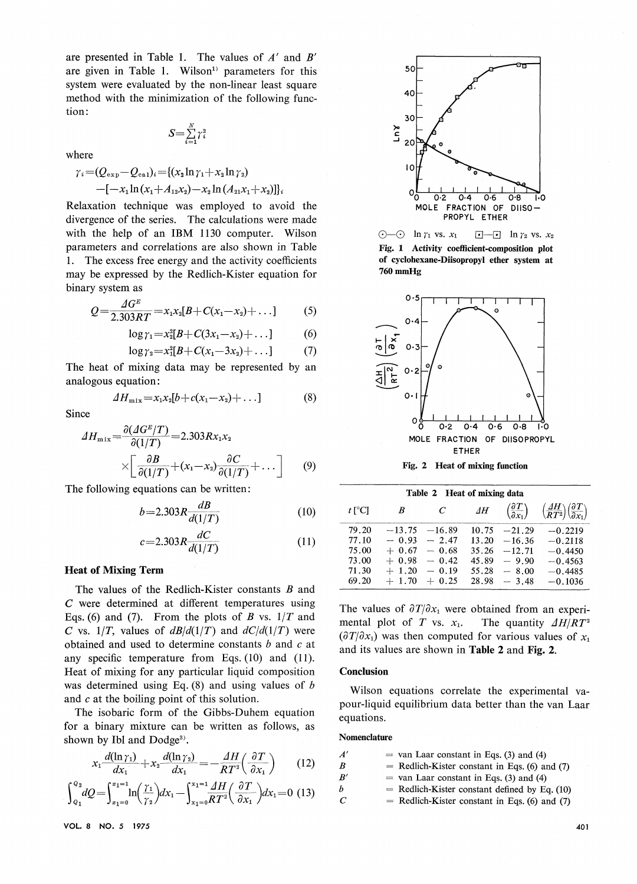are presented in Table 1. The values of $A'$ and $B'$ are given in Table 1. Wilson[1] parameters for this system were evaluated by the non-linear least square method with the minimization of the following function:

$$S=\sum_{i=1}^{N}\gamma_i^2$$

where

$$\gamma_i=(Q_{exp}-Q_{cal})_i=\{(x_1\ln\gamma_1+x_2\ln\gamma_2)$$
$$-[-x_1\ln(x_1+A_{12}x_2)-x_2\ln(A_{21}x_1+x_2)]\}_i$$

Relaxation technique was employed to avoid the divergence of the series. The calculations were made with the help of an IBM 1130 computer. Wilson parameters and correlations are also shown in Table 1. The excess free energy and the activity coefficients may be expressed by the Redlich-Kister equation for binary system as

$$Q=\frac{\Delta G^E}{2.303RT}=x_1x_2[B+C(x_1-x_2)+\ldots] \tag{5}$$

$$\log\gamma_1=x_2^2[B+C(3x_1-x_2)+\ldots] \tag{6}$$

$$\log\gamma_2=x_1^2[B+C(x_1-3x_2)+\ldots] \tag{7}$$

The heat of mixing data may be represented by an analogous equation:

$$\Delta H_{mix}=x_1x_2[b+c(x_1-x_2)+\ldots] \tag{8}$$

Since

$$\Delta H_{mix}=\frac{\partial(\Delta G^E/T)}{\partial(1/T)}=2.303Rx_1x_2$$
$$\times\left[\frac{\partial B}{\partial(1/T)}+(x_1-x_2)\frac{\partial C}{\partial(1/T)}+\ldots\right] \tag{9}$$

The following equations can be written:

$$b=2.303R\frac{dB}{d(1/T)} \tag{10}$$

$$c=2.303R\frac{dC}{d(1/T)} \tag{11}$$

### Heat of Mixing Term

The values of the Redlich-Kister constants $B$ and $C$ were determined at different temperatures using Eqs. (6) and (7). From the plots of $B$ vs. $1/T$ and $C$ vs. $1/T$, values of $dB/d(1/T)$ and $dC/d(1/T)$ were obtained and used to determine constants $b$ and $c$ at any specific temperature from Eqs. (10) and (11). Heat of mixing for any particular liquid composition was determined using Eq. (8) and using values of $b$ and $c$ at the boiling point of this solution.

The isobaric form of the Gibbs-Duhem equation for a binary mixture can be written as follows, as shown by Ibl and Dodge[3].

$$x_1\frac{d(\ln\gamma_1)}{dx_1}+x_2\frac{d(\ln\gamma_2)}{dx_1}=-\frac{\Delta H}{RT^2}\left(\frac{\partial T}{\partial x_1}\right) \tag{12}$$

$$\int_{Q_1}^{Q_2}dQ=\int_{x_1=0}^{x_1=1}\ln\left(\frac{\gamma_1}{\gamma_2}\right)dx_1-\int_{x_1=0}^{x_1=1}\frac{\Delta H}{RT^2}\left(\frac{\partial T}{\partial x_1}\right)dx_1=0 \tag{13}$$

Fig. 1 Activity coefficient-composition plot of cyclohexane-Diisopropyl ether system at 760 mmHg

Fig. 2 Heat of mixing function

**Table 2** Heat of mixing data

| $t$ [°C] | $B$ | $C$ | $\Delta H$ | $\left(\frac{\partial T}{\partial x_1}\right)$ | $\left(\frac{\Delta H}{RT^2}\right)\left(\frac{\partial T}{\partial x_1}\right)$ |
|---|---|---|---|---|---|
| 79.20 | −13.75 | −16.89 | 10.75 | −21.29 | −0.2219 |
| 77.10 | − 0.93 | − 2.47 | 13.20 | −16.36 | −0.2118 |
| 75.00 | + 0.67 | − 0.68 | 35.26 | −12.71 | −0.4450 |
| 73.00 | + 0.98 | − 0.42 | 45.89 | − 9.90 | −0.4563 |
| 71.30 | + 1.20 | − 0.19 | 55.28 | − 8.00 | −0.4485 |
| 69.20 | + 1.70 | + 0.25 | 28.98 | − 3.48 | −0.1036 |

The values of $\partial T/\partial x_1$ were obtained from an experimental plot of $T$ vs. $x_1$. The quantity $\Delta H/RT^2$ $(\partial T/\partial x_1)$ was then computed for various values of $x_1$ and its values are shown in **Table 2** and **Fig. 2**.

### Conclusion

Wilson equations correlate the experimental vapour-liquid equilibrium data better than the van Laar equations.

#### Nomenclature

| | | |
|---|---|---|
| $A'$ | = | van Laar constant in Eqs. (3) and (4) |
| $B$ | = | Redlich-Kister constant in Eqs. (6) and (7) |
| $B'$ | = | van Laar constant in Eqs. (3) and (4) |
| $b$ | = | Redlich-Kister constant defined by Eq. (10) |
| $C$ | = | Redlich-Kister constant in Eqs. (6) and (7) |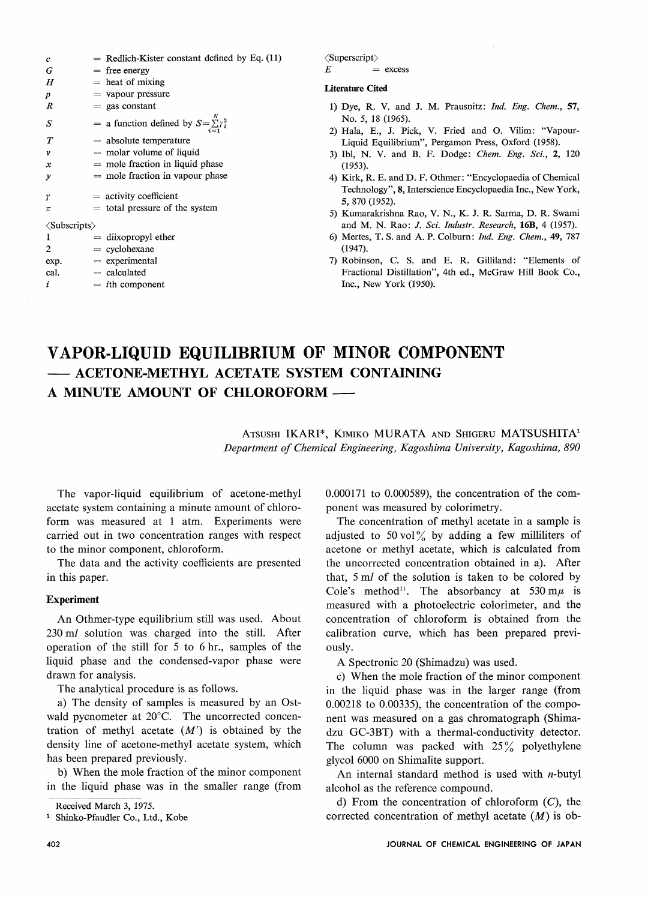| | | |
|---|---|---|
| $c$ | = | Redlich-Kister constant defined by Eq. (11) |
| $G$ | = | free energy |
| $H$ | = | heat of mixing |
| $p$ | = | vapour pressure |
| $R$ | = | gas constant |
| $S$ | = | a function defined by $S=\sum_{i=1}^{N}\gamma_i^2$ |
| $T$ | = | absolute temperature |
| $v$ | = | molar volume of liquid |
| $x$ | = | mole fraction in liquid phase |
| $y$ | = | mole fraction in vapour phase |
| $\gamma$ | = | activity coefficient |
| $\pi$ | = | total pressure of the system |

⟨Subscripts⟩

| | | |
|---|---|---|
| 1 | = | diixopropyl ether |
| 2 | = | cyclohexane |
| exp. | = | experimental |
| cal. | = | calculated |
| $i$ | = | $i$th component |

⟨Superscript⟩

| | | |
|---|---|---|
| $E$ | = | excess |

**Literature Cited**

1) Dye, R. V. and J. M. Prausnitz: *Ind. Eng. Chem.*, **57**, No. 5, 18 (1965).
2) Hala, E., J. Pick, V. Fried and O. Vilim: "Vapour-Liquid Equilibrium", Pergamon Press, Oxford (1958).
3) Ibl, N. V. and B. F. Dodge: *Chem. Eng. Sci.*, **2**, 120 (1953).
4) Kirk, R. E. and D. F. Othmer: "Encyclopaedia of Chemical Technology", **8**, Interscience Encyclopaedia Inc., New York, **5**, 870 (1952).
5) Kumarakrishna Rao, V. N., K. J. R. Sarma, D. R. Swami and M. N. Rao: *J. Sci. Industr. Research*, **16B**, 4 (1957).
6) Mertes, T. S. and A. P. Colburn: *Ind. Eng. Chem.*, **49**, 787 (1947).
7) Robinson, C. S. and E. R. Gilliland: "Elements of Fractional Distillation", 4th ed., McGraw Hill Book Co., Inc., New York (1950).

# VAPOR-LIQUID EQUILIBRIUM OF MINOR COMPONENT — ACETONE-METHYL ACETATE SYSTEM CONTAINING A MINUTE AMOUNT OF CHLOROFORM —

Atsushi IKARI*, Kimiko MURATA and Shigeru MATSUSHITA[1]

*Department of Chemical Engineering, Kagoshima University, Kagoshima, 890*

The vapor-liquid equilibrium of acetone-methyl acetate system containing a minute amount of chloroform was measured at 1 atm. Experiments were carried out in two concentration ranges with respect to the minor component, chloroform.

The data and the activity coefficients are presented in this paper.

## Experiment

An Othmer-type equilibrium still was used. About 230 m*l* solution was charged into the still. After operation of the still for 5 to 6 hr., samples of the liquid phase and the condensed-vapor phase were drawn for analysis.

The analytical procedure is as follows.

a) The density of samples is measured by an Ostwald pycnometer at 20°C. The uncorrected concentration of methyl acetate ($M'$) is obtained by the density line of acetone-methyl acetate system, which has been prepared previously.

b) When the mole fraction of the minor component in the liquid phase was in the smaller range (from 0.000171 to 0.000589), the concentration of the component was measured by colorimetry.

The concentration of methyl acetate in a sample is adjusted to 50 vol% by adding a few milliliters of acetone or methyl acetate, which is calculated from the uncorrected concentration obtained in a). After that, 5 m*l* of the solution is taken to be colored by Cole's method[1]. The absorbancy at 530 m$\mu$ is measured with a photoelectric colorimeter, and the concentration of chloroform is obtained from the calibration curve, which has been prepared previously.

A Spectronic 20 (Shimadzu) was used.

c) When the mole fraction of the minor component in the liquid phase was in the larger range (from 0.00218 to 0.00335), the concentration of the component was measured on a gas chromatograph (Shimadzu GC-3BT) with a thermal-conductivity detector. The column was packed with 25% polyethylene glycol 6000 on Shimalite support.

An internal standard method is used with $n$-butyl alcohol as the reference compound.

d) From the concentration of chloroform ($C$), the corrected concentration of methyl acetate ($M$) is ob-

Received March 3, 1975.

[1] Shinko-Pfaudler Co., Ltd., Kobe